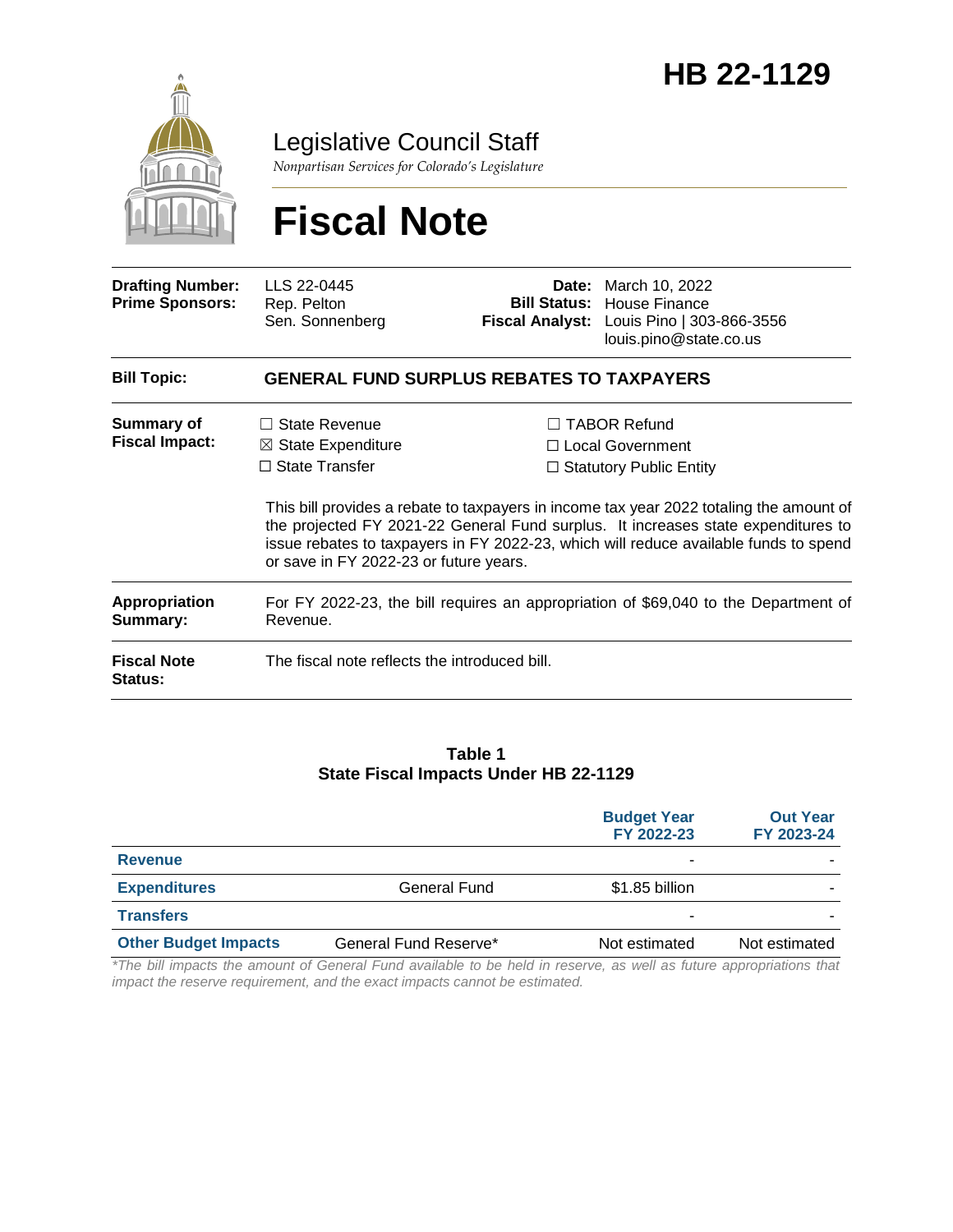# HB 22-1129

Legislative Council Staff

*Nonpartisan Services for Colorado's Legislature*

# Fiscal Note

| | | | |
|---|---|---|---|
| **Drafting Number:** | LLS 22-0445 | **Date:** | March 10, 2022 |
| **Prime Sponsors:** | Rep. Pelton<br>Sen. Sonnenberg | **Bill Status:** | House Finance |
| | | **Fiscal Analyst:** | Louis Pino \| 303-866-3556<br>louis.pino@state.co.us |

**Bill Topic:** **GENERAL FUND SURPLUS REBATES TO TAXPAYERS**

**Summary of Fiscal Impact:**

☐ State Revenue
☒ State Expenditure
☐ State Transfer
☐ TABOR Refund
☐ Local Government
☐ Statutory Public Entity

This bill provides a rebate to taxpayers in income tax year 2022 totaling the amount of the projected FY 2021-22 General Fund surplus. It increases state expenditures to issue rebates to taxpayers in FY 2022-23, which will reduce available funds to spend or save in FY 2022-23 or future years.

**Appropriation Summary:** For FY 2022-23, the bill requires an appropriation of $69,040 to the Department of Revenue.

**Fiscal Note Status:** The fiscal note reflects the introduced bill.

**Table 1**
**State Fiscal Impacts Under HB 22-1129**

| | | Budget Year FY 2022-23 | Out Year FY 2023-24 |
|---|---|---|---|
| **Revenue** | | - | - |
| **Expenditures** | General Fund | $1.85 billion | - |
| **Transfers** | | - | - |
| **Other Budget Impacts** | General Fund Reserve* | Not estimated | Not estimated |

*\*The bill impacts the amount of General Fund available to be held in reserve, as well as future appropriations that impact the reserve requirement, and the exact impacts cannot be estimated.*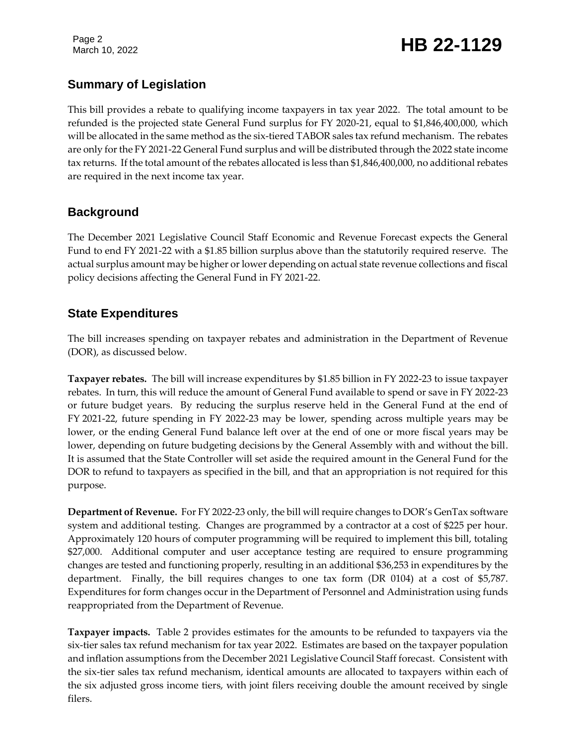## Summary of Legislation

This bill provides a rebate to qualifying income taxpayers in tax year 2022. The total amount to be refunded is the projected state General Fund surplus for FY 2020-21, equal to $1,846,400,000, which will be allocated in the same method as the six-tiered TABOR sales tax refund mechanism. The rebates are only for the FY 2021-22 General Fund surplus and will be distributed through the 2022 state income tax returns. If the total amount of the rebates allocated is less than $1,846,400,000, no additional rebates are required in the next income tax year.

## Background

The December 2021 Legislative Council Staff Economic and Revenue Forecast expects the General Fund to end FY 2021-22 with a $1.85 billion surplus above than the statutorily required reserve. The actual surplus amount may be higher or lower depending on actual state revenue collections and fiscal policy decisions affecting the General Fund in FY 2021-22.

## State Expenditures

The bill increases spending on taxpayer rebates and administration in the Department of Revenue (DOR), as discussed below.

**Taxpayer rebates.** The bill will increase expenditures by $1.85 billion in FY 2022-23 to issue taxpayer rebates. In turn, this will reduce the amount of General Fund available to spend or save in FY 2022-23 or future budget years. By reducing the surplus reserve held in the General Fund at the end of FY 2021-22, future spending in FY 2022-23 may be lower, spending across multiple years may be lower, or the ending General Fund balance left over at the end of one or more fiscal years may be lower, depending on future budgeting decisions by the General Assembly with and without the bill. It is assumed that the State Controller will set aside the required amount in the General Fund for the DOR to refund to taxpayers as specified in the bill, and that an appropriation is not required for this purpose.

**Department of Revenue.** For FY 2022-23 only, the bill will require changes to DOR's GenTax software system and additional testing. Changes are programmed by a contractor at a cost of $225 per hour. Approximately 120 hours of computer programming will be required to implement this bill, totaling $27,000. Additional computer and user acceptance testing are required to ensure programming changes are tested and functioning properly, resulting in an additional $36,253 in expenditures by the department. Finally, the bill requires changes to one tax form (DR 0104) at a cost of $5,787. Expenditures for form changes occur in the Department of Personnel and Administration using funds reappropriated from the Department of Revenue.

**Taxpayer impacts.** Table 2 provides estimates for the amounts to be refunded to taxpayers via the six-tier sales tax refund mechanism for tax year 2022. Estimates are based on the taxpayer population and inflation assumptions from the December 2021 Legislative Council Staff forecast. Consistent with the six-tier sales tax refund mechanism, identical amounts are allocated to taxpayers within each of the six adjusted gross income tiers, with joint filers receiving double the amount received by single filers.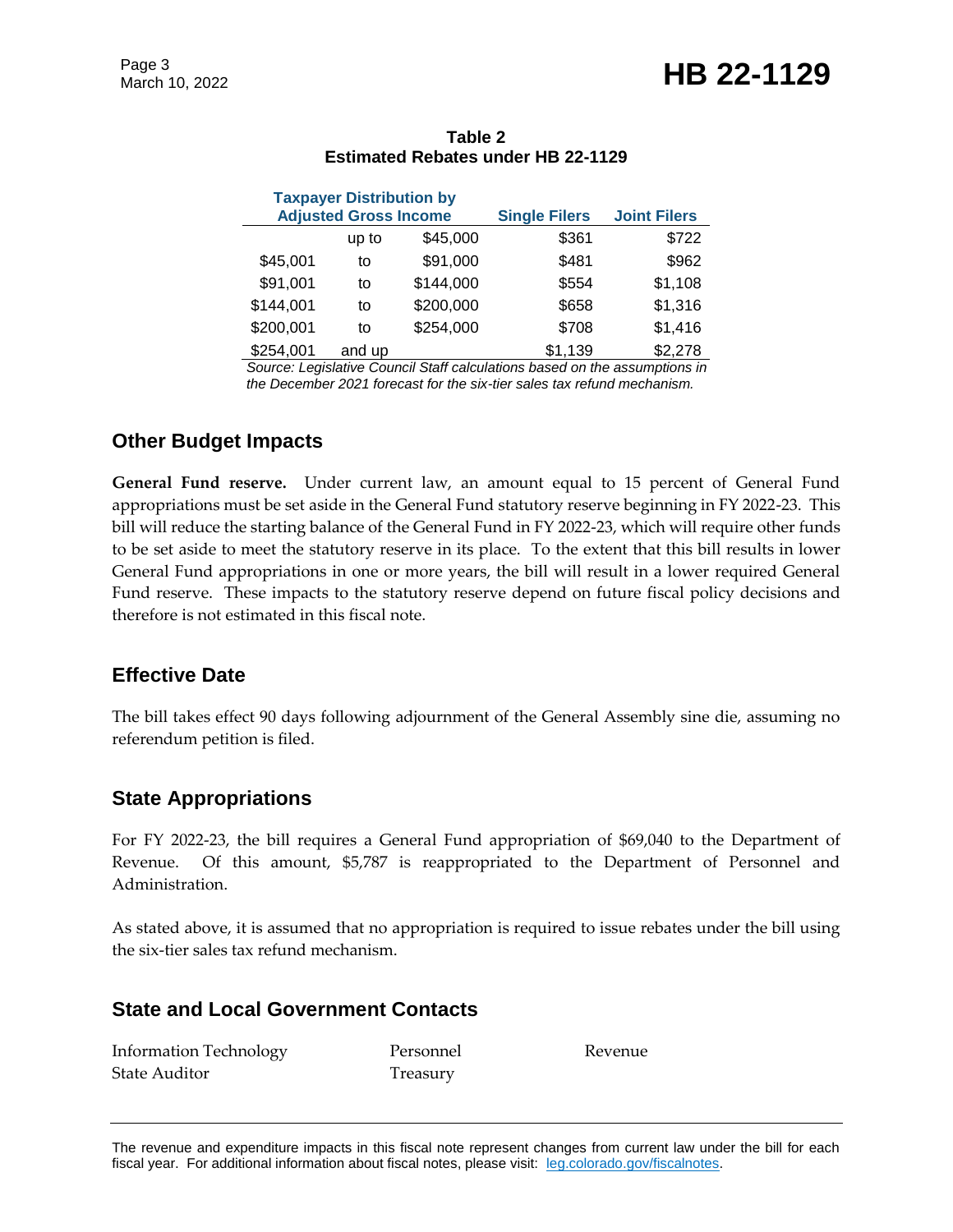**Table 2**
**Estimated Rebates under HB 22-1129**

| Taxpayer Distribution by Adjusted Gross Income | | | Single Filers | Joint Filers |
|---|---|---|---|---|
| | up to | $45,000 | $361 | $722 |
| $45,001 | to | $91,000 | $481 | $962 |
| $91,001 | to | $144,000 | $554 | $1,108 |
| $144,001 | to | $200,000 | $658 | $1,316 |
| $200,001 | to | $254,000 | $708 | $1,416 |
| $254,001 | and up | | $1,139 | $2,278 |

*Source: Legislative Council Staff calculations based on the assumptions in the December 2021 forecast for the six-tier sales tax refund mechanism.*

## Other Budget Impacts

**General Fund reserve.** Under current law, an amount equal to 15 percent of General Fund appropriations must be set aside in the General Fund statutory reserve beginning in FY 2022-23. This bill will reduce the starting balance of the General Fund in FY 2022-23, which will require other funds to be set aside to meet the statutory reserve in its place. To the extent that this bill results in lower General Fund appropriations in one or more years, the bill will result in a lower required General Fund reserve. These impacts to the statutory reserve depend on future fiscal policy decisions and therefore is not estimated in this fiscal note.

## Effective Date

The bill takes effect 90 days following adjournment of the General Assembly sine die, assuming no referendum petition is filed.

## State Appropriations

For FY 2022-23, the bill requires a General Fund appropriation of $69,040 to the Department of Revenue. Of this amount, $5,787 is reappropriated to the Department of Personnel and Administration.

As stated above, it is assumed that no appropriation is required to issue rebates under the bill using the six-tier sales tax refund mechanism.

## State and Local Government Contacts

| | | |
|---|---|---|
| Information Technology | Personnel | Revenue |
| State Auditor | Treasury | |

The revenue and expenditure impacts in this fiscal note represent changes from current law under the bill for each fiscal year. For additional information about fiscal notes, please visit: leg.colorado.gov/fiscalnotes.